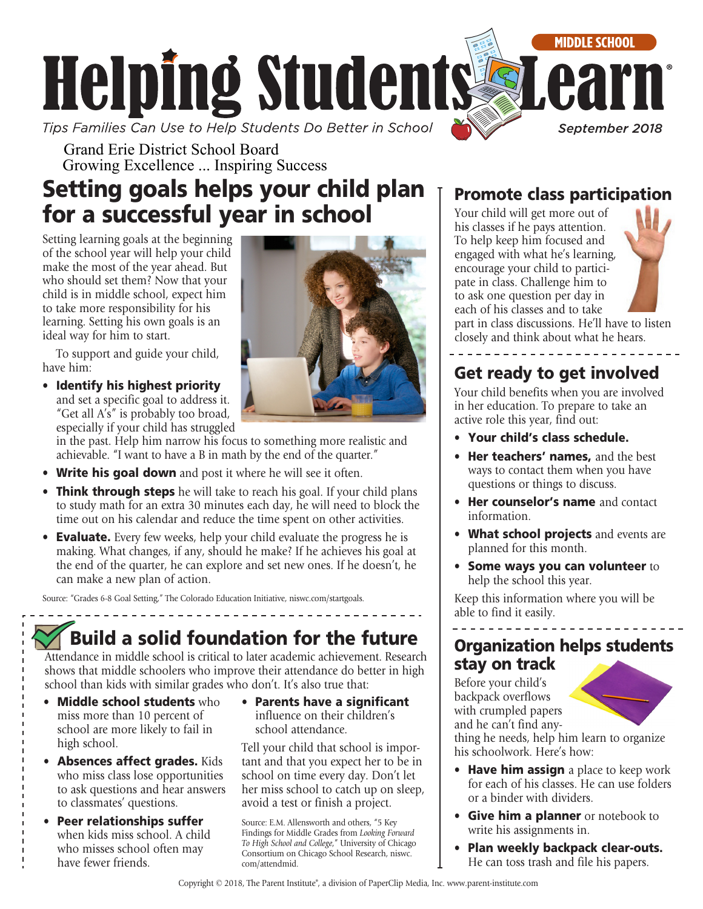MIDDLE SCHOOL

# Helping Students Learn®

*Tips Families Can Use to Help Students Do Better in School*

*September 2018*

Grand Erie District School Board
Growing Excellence ... Inspiring Success

## Setting goals helps your child plan for a successful year in school

Setting learning goals at the beginning of the school year will help your child make the most of the year ahead. But who should set them? Now that your child is in middle school, expect him to take more responsibility for his learning. Setting his own goals is an ideal way for him to start.

To support and guide your child, have him:

- **Identify his highest priority** and set a specific goal to address it. "Get all A's" is probably too broad, especially if your child has struggled in the past. Help him narrow his focus to something more realistic and achievable. "I want to have a B in math by the end of the quarter."
- **Write his goal down** and post it where he will see it often.
- **Think through steps** he will take to reach his goal. If your child plans to study math for an extra 30 minutes each day, he will need to block the time out on his calendar and reduce the time spent on other activities.
- **Evaluate.** Every few weeks, help your child evaluate the progress he is making. What changes, if any, should he make? If he achieves his goal at the end of the quarter, he can explore and set new ones. If he doesn't, he can make a new plan of action.

Source: "Grades 6-8 Goal Setting," The Colorado Education Initiative, niswc.com/startgoals.

## Build a solid foundation for the future

Attendance in middle school is critical to later academic achievement. Research shows that middle schoolers who improve their attendance do better in high school than kids with similar grades who don't. It's also true that:

- **Middle school students** who miss more than 10 percent of school are more likely to fail in high school.
- **Absences affect grades.** Kids who miss class lose opportunities to ask questions and hear answers to classmates' questions.
- **Peer relationships suffer** when kids miss school. A child who misses school often may have fewer friends.
- **Parents have a significant** influence on their children's school attendance.

Tell your child that school is important and that you expect her to be in school on time every day. Don't let her miss school to catch up on sleep, avoid a test or finish a project.

Source: E.M. Allensworth and others, "5 Key Findings for Middle Grades from *Looking Forward To High School and College*," University of Chicago Consortium on Chicago School Research, niswc.com/attendmid.

## Promote class participation

Your child will get more out of his classes if he pays attention. To help keep him focused and engaged with what he's learning, encourage your child to participate in class. Challenge him to to ask one question per day in each of his classes and to take part in class discussions. He'll have to listen closely and think about what he hears.

## Get ready to get involved

Your child benefits when you are involved in her education. To prepare to take an active role this year, find out:

- **Your child's class schedule.**
- **Her teachers' names,** and the best ways to contact them when you have questions or things to discuss.
- **Her counselor's name** and contact information.
- **What school projects** and events are planned for this month.
- **Some ways you can volunteer** to help the school this year.

Keep this information where you will be able to find it easily.

## Organization helps students stay on track

Before your child's backpack overflows with crumpled papers and he can't find anything he needs, help him learn to organize his schoolwork. Here's how:

- **Have him assign** a place to keep work for each of his classes. He can use folders or a binder with dividers.
- **Give him a planner** or notebook to write his assignments in.
- **Plan weekly backpack clear-outs.** He can toss trash and file his papers.

Copyright © 2018, The Parent Institute®, a division of PaperClip Media, Inc. www.parent-institute.com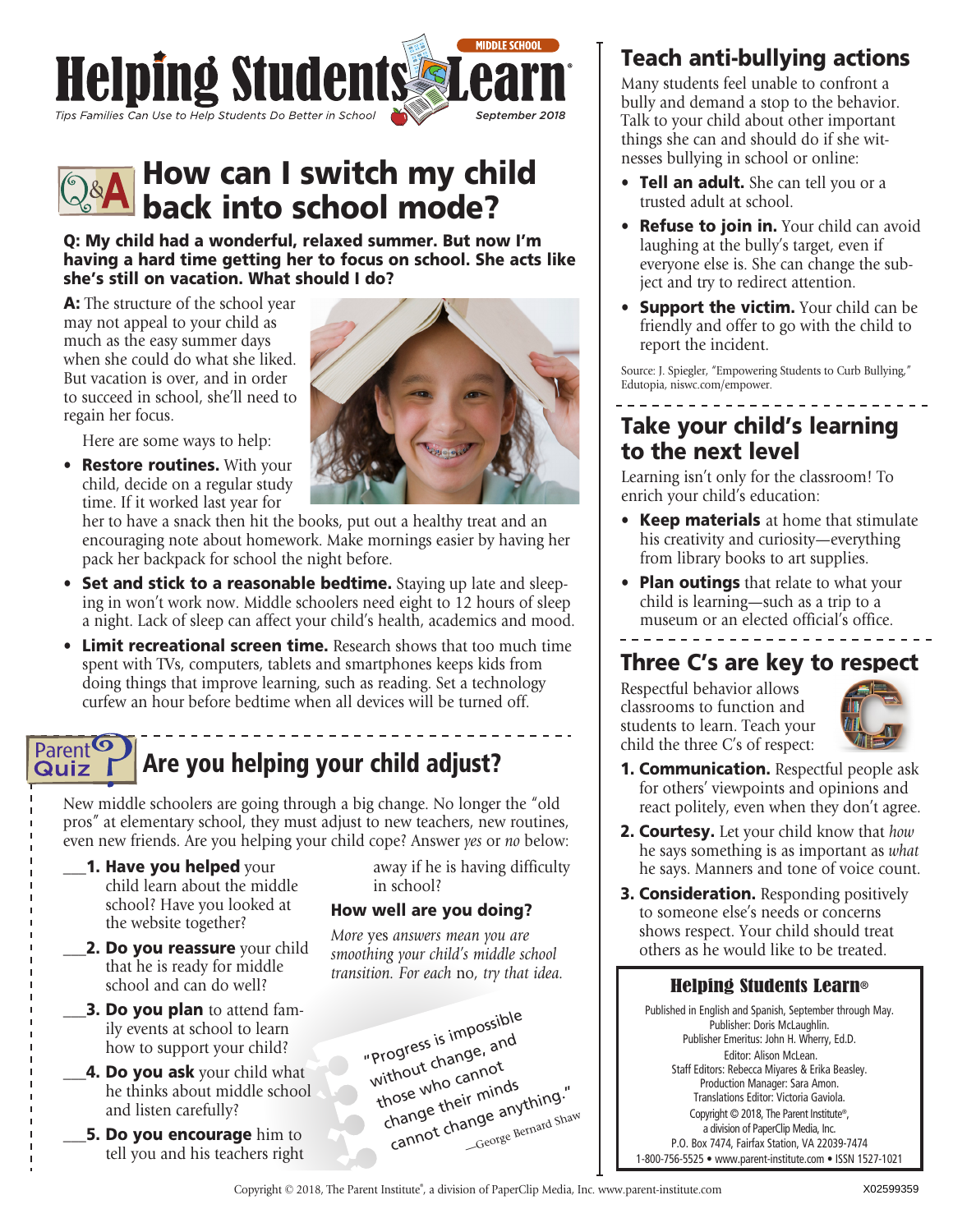# Helping Students Learn®

MIDDLE SCHOOL

*Tips Families Can Use to Help Students Do Better in School* — September 2018

## Q&A How can I switch my child back into school mode?

**Q: My child had a wonderful, relaxed summer. But now I'm having a hard time getting her to focus on school. She acts like she's still on vacation. What should I do?**

**A:** The structure of the school year may not appeal to your child as much as the easy summer days when she could do what she liked. But vacation is over, and in order to succeed in school, she'll need to regain her focus.

Here are some ways to help:

- **Restore routines.** With your child, decide on a regular study time. If it worked last year for her to have a snack then hit the books, put out a healthy treat and an encouraging note about homework. Make mornings easier by having her pack her backpack for school the night before.
- **Set and stick to a reasonable bedtime.** Staying up late and sleeping in won't work now. Middle schoolers need eight to 12 hours of sleep a night. Lack of sleep can affect your child's health, academics and mood.
- **Limit recreational screen time.** Research shows that too much time spent with TVs, computers, tablets and smartphones keeps kids from doing things that improve learning, such as reading. Set a technology curfew an hour before bedtime when all devices will be turned off.

## Parent Quiz: Are you helping your child adjust?

New middle schoolers are going through a big change. No longer the "old pros" at elementary school, they must adjust to new teachers, new routines, even new friends. Are you helping your child cope? Answer *yes* or *no* below:

___**1. Have you helped** your child learn about the middle school? Have you looked at the website together?

___**2. Do you reassure** your child that he is ready for middle school and can do well?

___**3. Do you plan** to attend family events at school to learn how to support your child?

___**4. Do you ask** your child what he thinks about middle school and listen carefully?

___**5. Do you encourage** him to tell you and his teachers right away if he is having difficulty in school?

### How well are you doing?

*More* yes *answers mean you are smoothing your child's middle school transition. For each* no, *try that idea.*

"Progress is impossible without change, and those who cannot change their minds cannot change anything."
—George Bernard Shaw

## Teach anti-bullying actions

Many students feel unable to confront a bully and demand a stop to the behavior. Talk to your child about other important things she can and should do if she witnesses bullying in school or online:

- **Tell an adult.** She can tell you or a trusted adult at school.
- **Refuse to join in.** Your child can avoid laughing at the bully's target, even if everyone else is. She can change the subject and try to redirect attention.
- **Support the victim.** Your child can be friendly and offer to go with the child to report the incident.

Source: J. Spiegler, "Empowering Students to Curb Bullying," Edutopia, niswc.com/empower.

## Take your child's learning to the next level

Learning isn't only for the classroom! To enrich your child's education:

- **Keep materials** at home that stimulate his creativity and curiosity—everything from library books to art supplies.
- **Plan outings** that relate to what your child is learning—such as a trip to a museum or an elected official's office.

## Three C's are key to respect

Respectful behavior allows classrooms to function and students to learn. Teach your child the three C's of respect:

1. **Communication.** Respectful people ask for others' viewpoints and opinions and react politely, even when they don't agree.
2. **Courtesy.** Let your child know that *how* he says something is as important as *what* he says. Manners and tone of voice count.
3. **Consideration.** Responding positively to someone else's needs or concerns shows respect. Your child should treat others as he would like to be treated.

**Helping Students Learn®**

Published in English and Spanish, September through May.
Publisher: Doris McLaughlin.
Publisher Emeritus: John H. Wherry, Ed.D.
Editor: Alison McLean.
Staff Editors: Rebecca Miyares & Erika Beasley.
Production Manager: Sara Amon.
Translations Editor: Victoria Gaviola.
Copyright © 2018, The Parent Institute®, a division of PaperClip Media, Inc.
P.O. Box 7474, Fairfax Station, VA 22039-7474
1-800-756-5525 • www.parent-institute.com • ISSN 1527-1021

Copyright © 2018, The Parent Institute®, a division of PaperClip Media, Inc. www.parent-institute.com X02599359